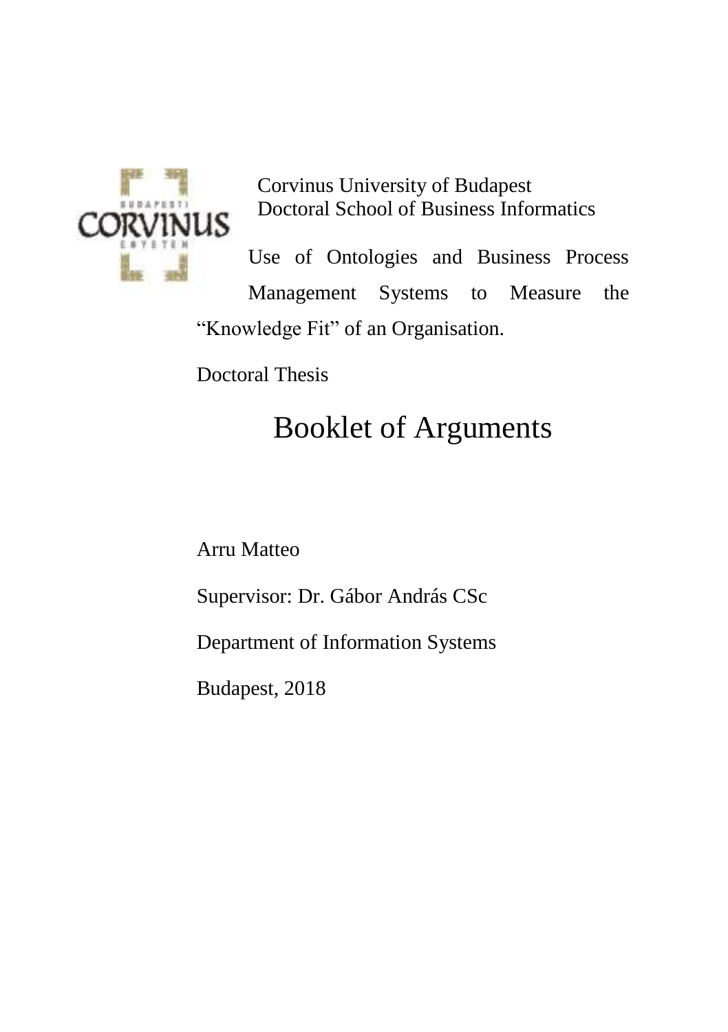Corvinus University of Budapest
Doctoral School of Business Informatics

Use of Ontologies and Business Process Management Systems to Measure the "Knowledge Fit" of an Organisation.

Doctoral Thesis

# Booklet of Arguments

Arru Matteo

Supervisor: Dr. Gábor András CSc

Department of Information Systems

Budapest, 2018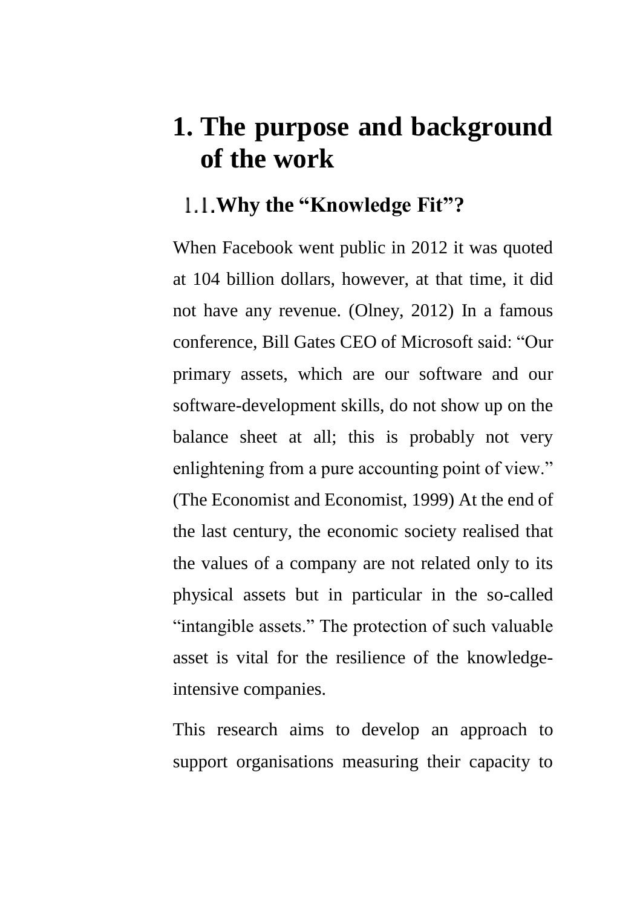# 1. The purpose and background of the work

## 1.1. Why the "Knowledge Fit"?

When Facebook went public in 2012 it was quoted at 104 billion dollars, however, at that time, it did not have any revenue. (Olney, 2012) In a famous conference, Bill Gates CEO of Microsoft said: "Our primary assets, which are our software and our software-development skills, do not show up on the balance sheet at all; this is probably not very enlightening from a pure accounting point of view." (The Economist and Economist, 1999) At the end of the last century, the economic society realised that the values of a company are not related only to its physical assets but in particular in the so-called "intangible assets." The protection of such valuable asset is vital for the resilience of the knowledge-intensive companies.

This research aims to develop an approach to support organisations measuring their capacity to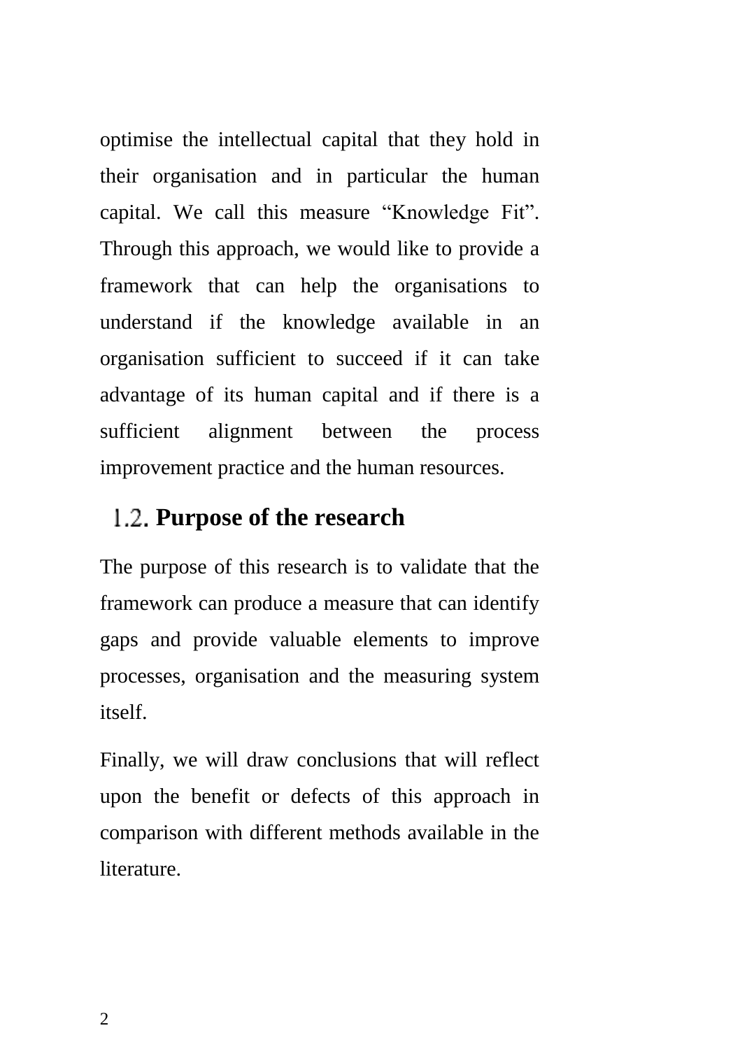optimise the intellectual capital that they hold in their organisation and in particular the human capital. We call this measure “Knowledge Fit”. Through this approach, we would like to provide a framework that can help the organisations to understand if the knowledge available in an organisation sufficient to succeed if it can take advantage of its human capital and if there is a sufficient alignment between the process improvement practice and the human resources.

## 1.2. Purpose of the research

The purpose of this research is to validate that the framework can produce a measure that can identify gaps and provide valuable elements to improve processes, organisation and the measuring system itself.

Finally, we will draw conclusions that will reflect upon the benefit or defects of this approach in comparison with different methods available in the literature.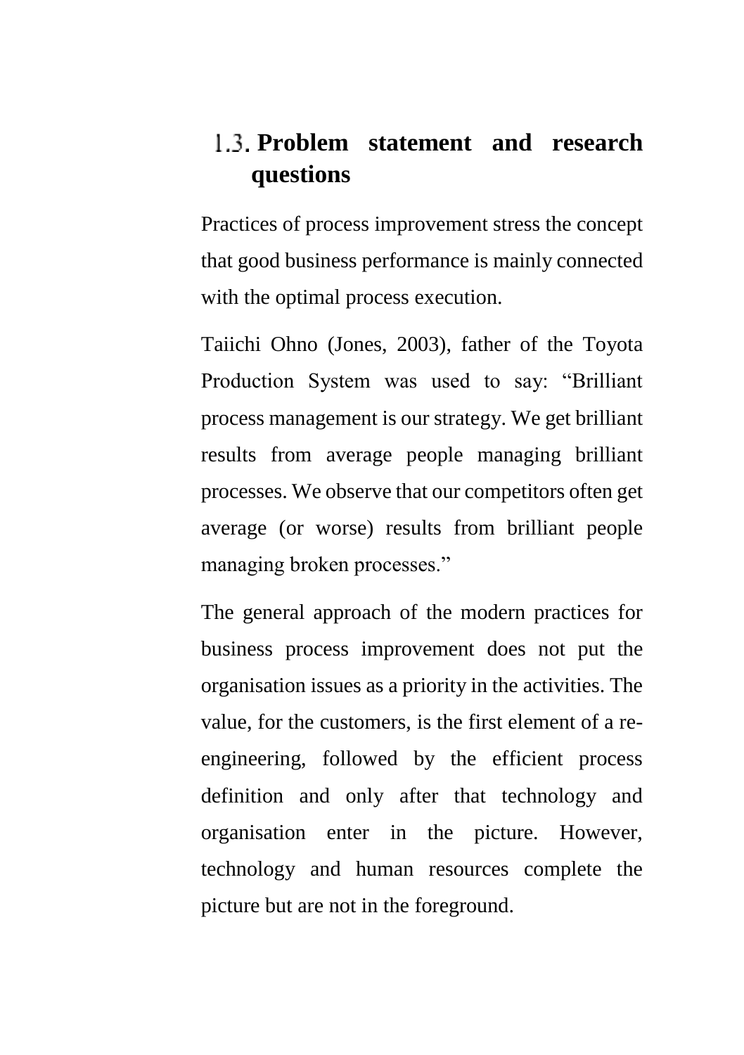## 1.3. Problem statement and research questions

Practices of process improvement stress the concept that good business performance is mainly connected with the optimal process execution.

Taiichi Ohno (Jones, 2003), father of the Toyota Production System was used to say: "Brilliant process management is our strategy. We get brilliant results from average people managing brilliant processes. We observe that our competitors often get average (or worse) results from brilliant people managing broken processes."

The general approach of the modern practices for business process improvement does not put the organisation issues as a priority in the activities. The value, for the customers, is the first element of a re-engineering, followed by the efficient process definition and only after that technology and organisation enter in the picture. However, technology and human resources complete the picture but are not in the foreground.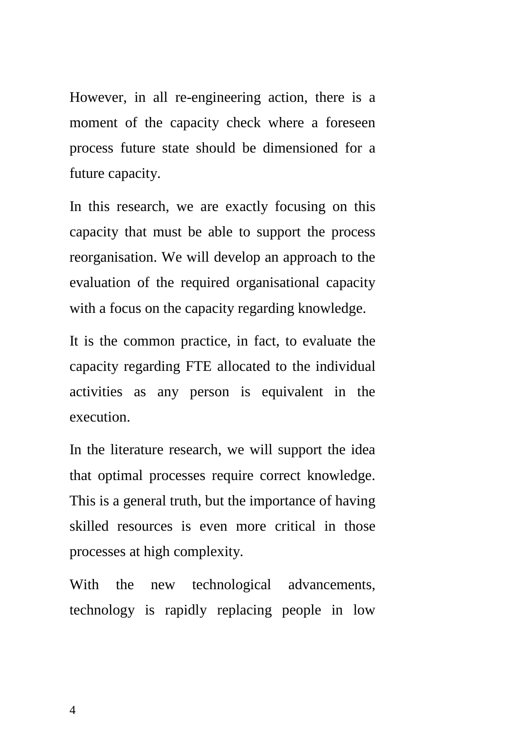However, in all re-engineering action, there is a moment of the capacity check where a foreseen process future state should be dimensioned for a future capacity.

In this research, we are exactly focusing on this capacity that must be able to support the process reorganisation. We will develop an approach to the evaluation of the required organisational capacity with a focus on the capacity regarding knowledge.

It is the common practice, in fact, to evaluate the capacity regarding FTE allocated to the individual activities as any person is equivalent in the execution.

In the literature research, we will support the idea that optimal processes require correct knowledge. This is a general truth, but the importance of having skilled resources is even more critical in those processes at high complexity.

With the new technological advancements, technology is rapidly replacing people in low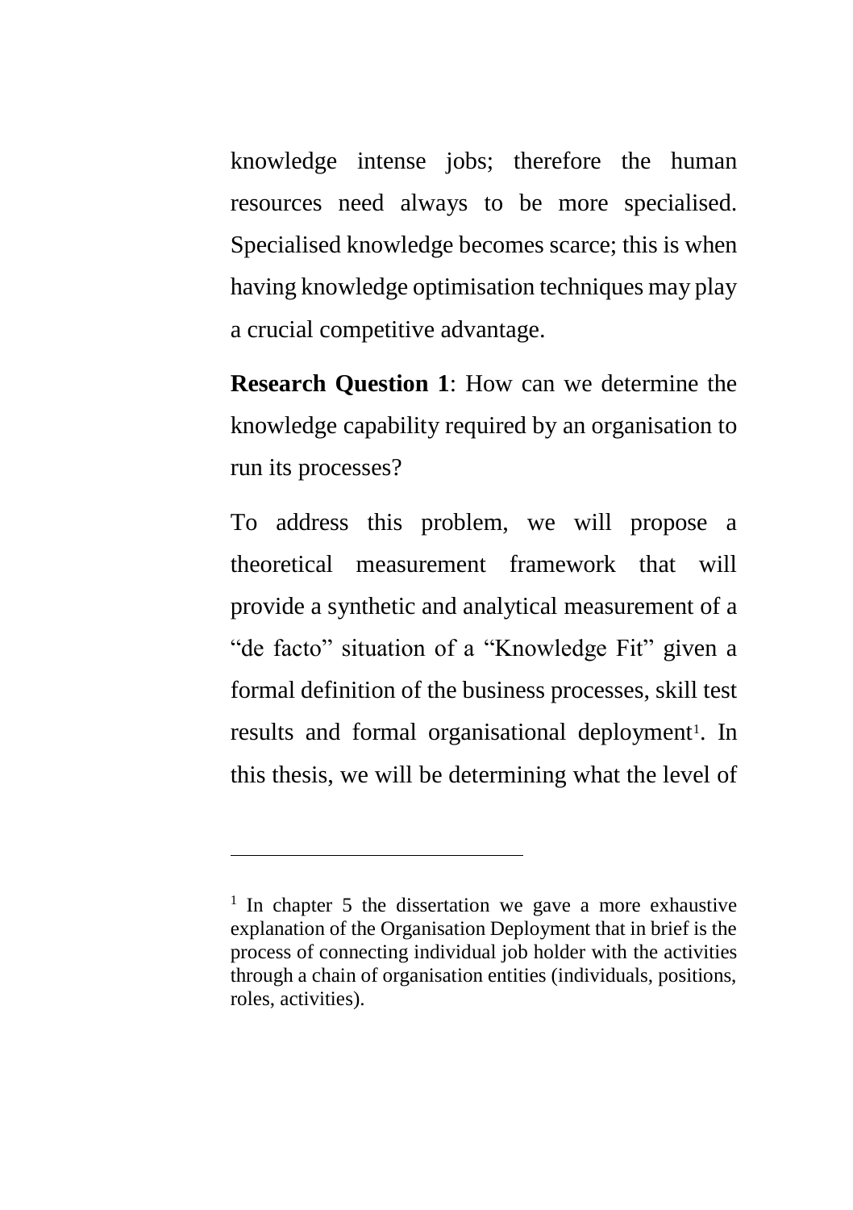knowledge intense jobs; therefore the human resources need always to be more specialised. Specialised knowledge becomes scarce; this is when having knowledge optimisation techniques may play a crucial competitive advantage.

**Research Question 1**: How can we determine the knowledge capability required by an organisation to run its processes?

To address this problem, we will propose a theoretical measurement framework that will provide a synthetic and analytical measurement of a "de facto" situation of a "Knowledge Fit" given a formal definition of the business processes, skill test results and formal organisational deployment[1]. In this thesis, we will be determining what the level of

---

[1] In chapter 5 the dissertation we gave a more exhaustive explanation of the Organisation Deployment that in brief is the process of connecting individual job holder with the activities through a chain of organisation entities (individuals, positions, roles, activities).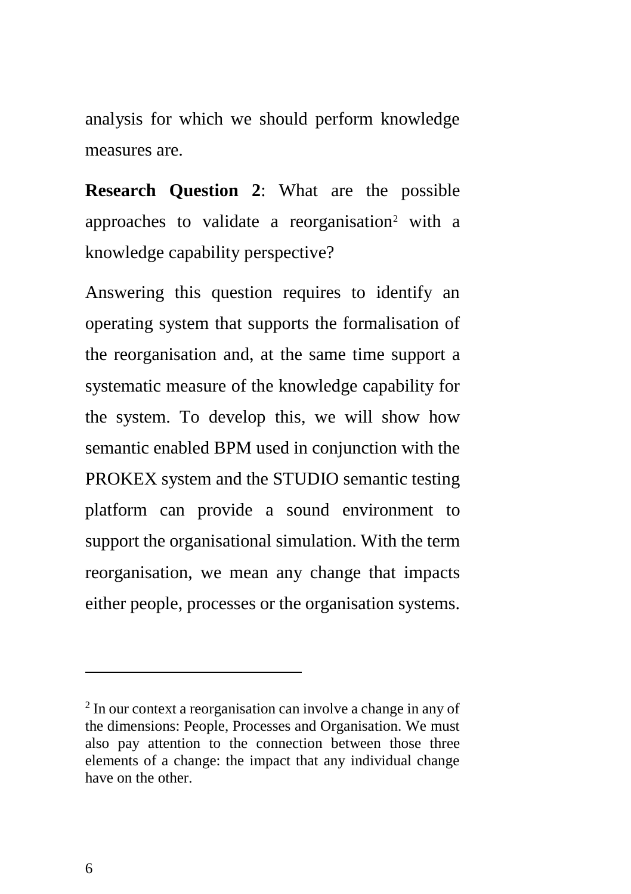analysis for which we should perform knowledge measures are.

**Research Question 2**: What are the possible approaches to validate a reorganisation[2] with a knowledge capability perspective?

Answering this question requires to identify an operating system that supports the formalisation of the reorganisation and, at the same time support a systematic measure of the knowledge capability for the system. To develop this, we will show how semantic enabled BPM used in conjunction with the PROKEX system and the STUDIO semantic testing platform can provide a sound environment to support the organisational simulation. With the term reorganisation, we mean any change that impacts either people, processes or the organisation systems.

---

[2] In our context a reorganisation can involve a change in any of the dimensions: People, Processes and Organisation. We must also pay attention to the connection between those three elements of a change: the impact that any individual change have on the other.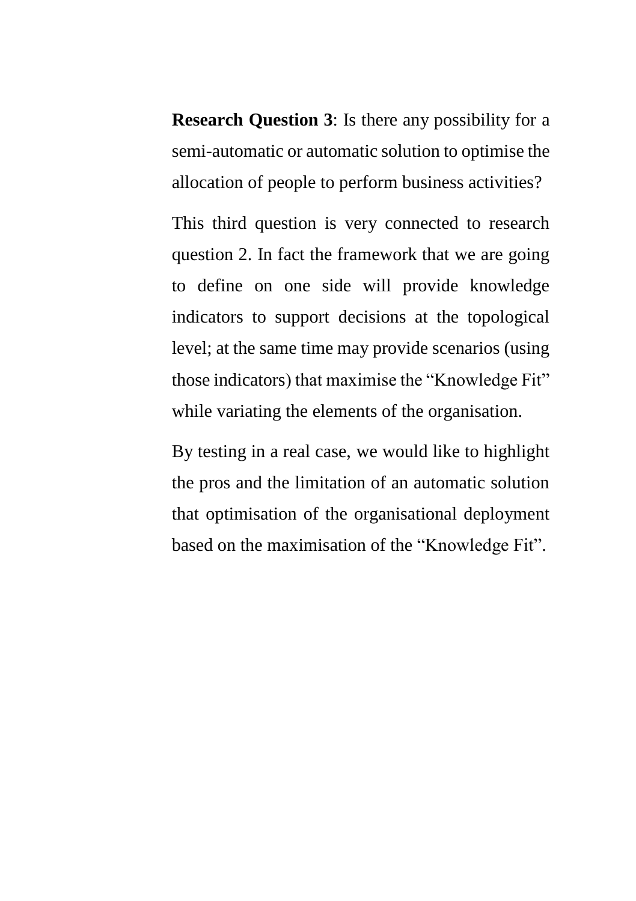**Research Question 3**: Is there any possibility for a semi-automatic or automatic solution to optimise the allocation of people to perform business activities?

This third question is very connected to research question 2. In fact the framework that we are going to define on one side will provide knowledge indicators to support decisions at the topological level; at the same time may provide scenarios (using those indicators) that maximise the "Knowledge Fit" while variating the elements of the organisation.

By testing in a real case, we would like to highlight the pros and the limitation of an automatic solution that optimisation of the organisational deployment based on the maximisation of the "Knowledge Fit".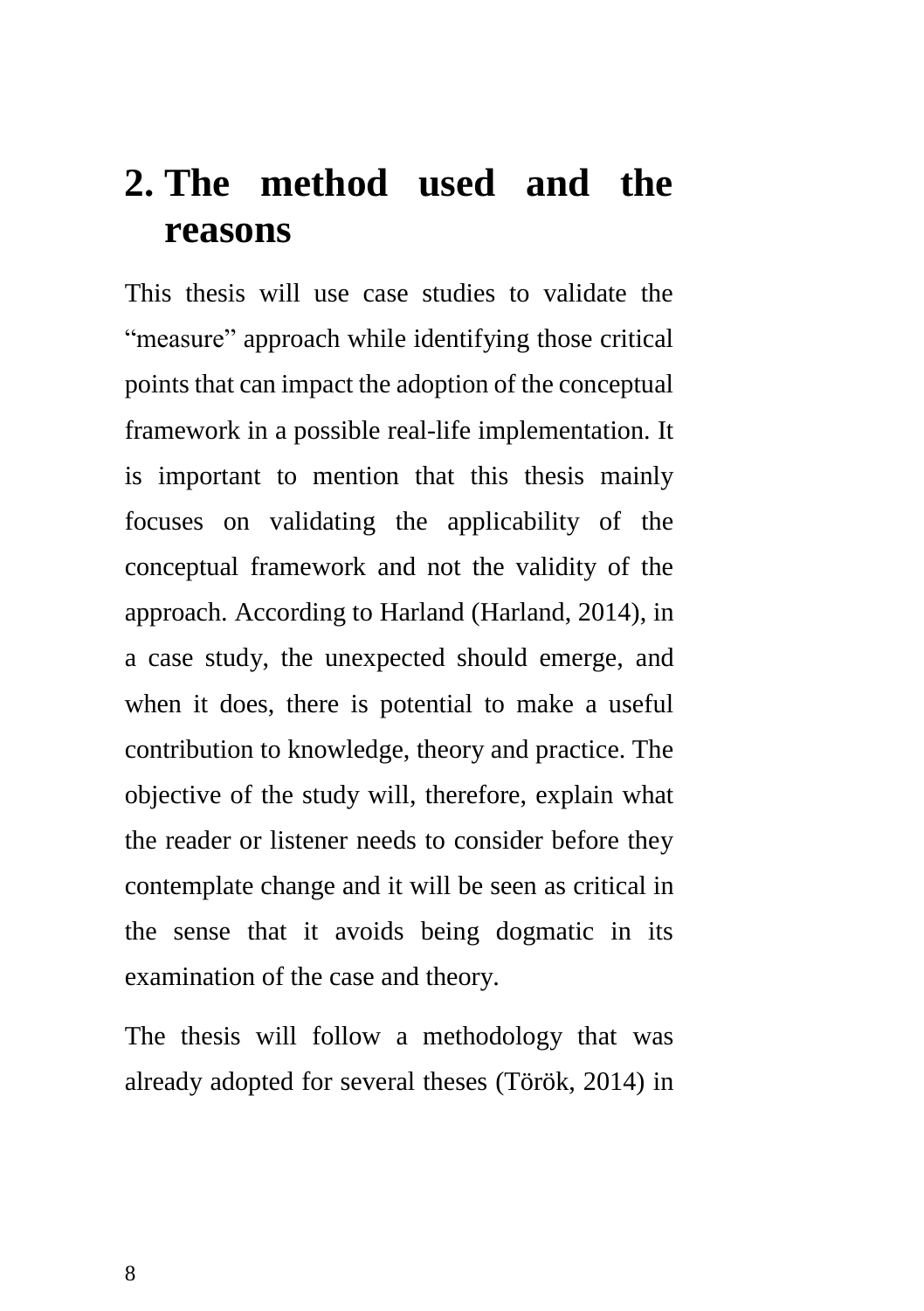# 2. The method used and the reasons

This thesis will use case studies to validate the "measure" approach while identifying those critical points that can impact the adoption of the conceptual framework in a possible real-life implementation. It is important to mention that this thesis mainly focuses on validating the applicability of the conceptual framework and not the validity of the approach. According to Harland (Harland, 2014), in a case study, the unexpected should emerge, and when it does, there is potential to make a useful contribution to knowledge, theory and practice. The objective of the study will, therefore, explain what the reader or listener needs to consider before they contemplate change and it will be seen as critical in the sense that it avoids being dogmatic in its examination of the case and theory.

The thesis will follow a methodology that was already adopted for several theses (Török, 2014) in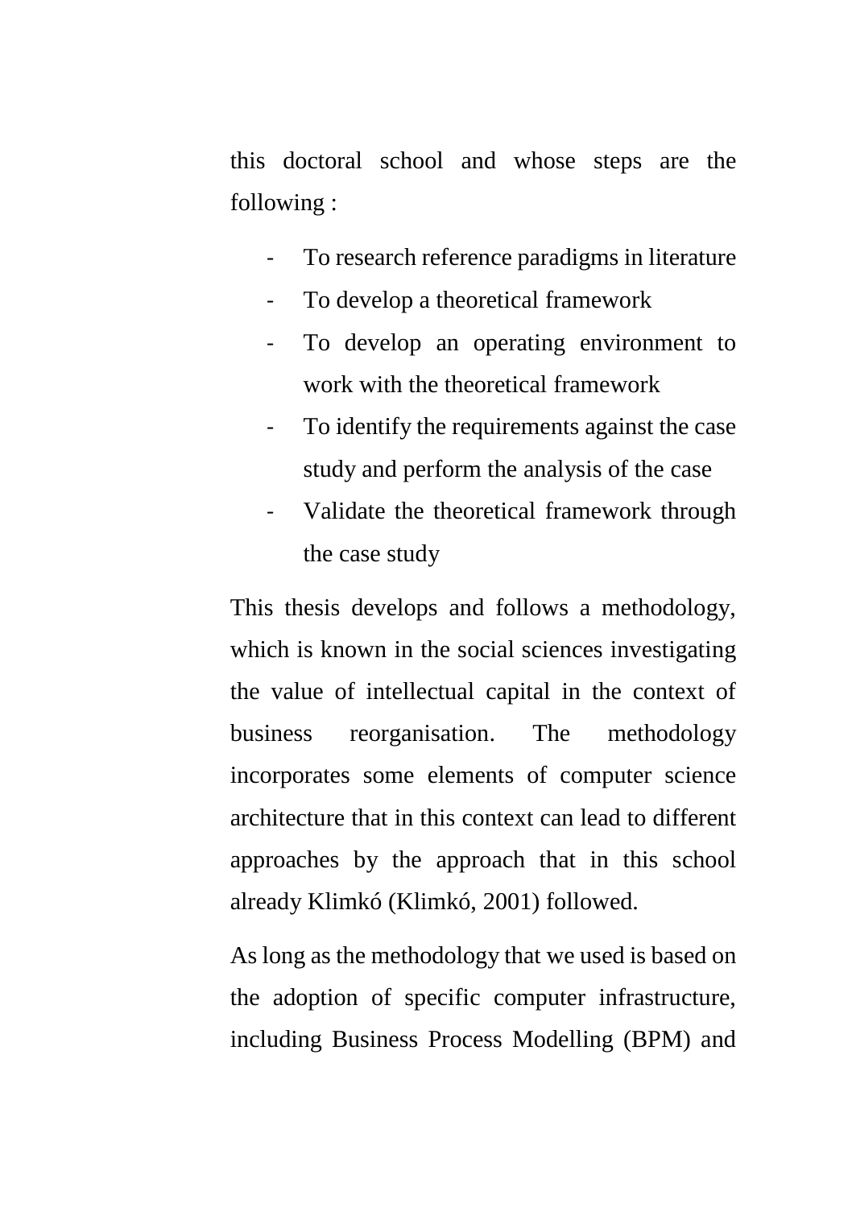this doctoral school and whose steps are the following :

- To research reference paradigms in literature
- To develop a theoretical framework
- To develop an operating environment to work with the theoretical framework
- To identify the requirements against the case study and perform the analysis of the case
- Validate the theoretical framework through the case study

This thesis develops and follows a methodology, which is known in the social sciences investigating the value of intellectual capital in the context of business reorganisation. The methodology incorporates some elements of computer science architecture that in this context can lead to different approaches by the approach that in this school already Klimkó (Klimkó, 2001) followed.

As long as the methodology that we used is based on the adoption of specific computer infrastructure, including Business Process Modelling (BPM) and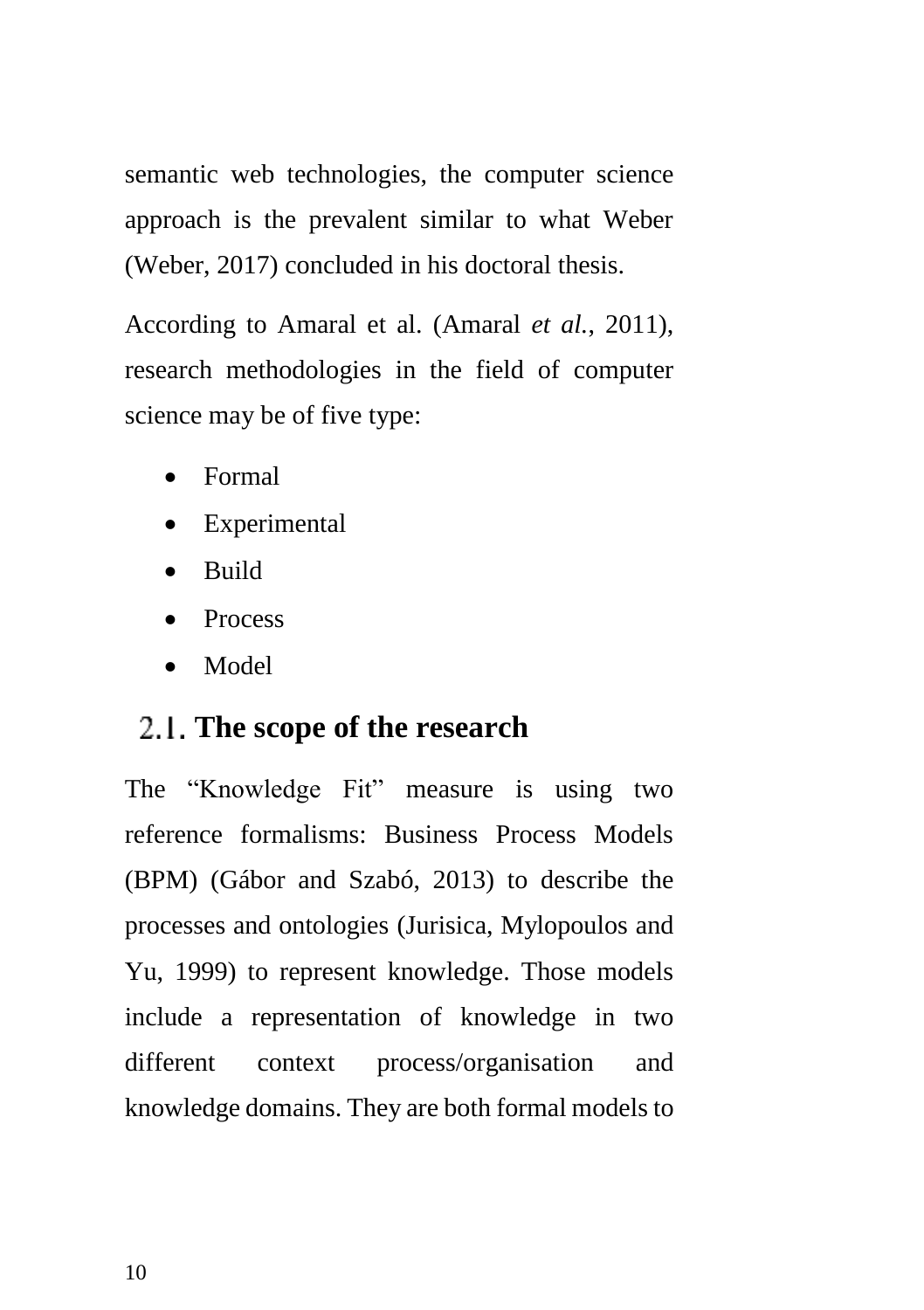semantic web technologies, the computer science approach is the prevalent similar to what Weber (Weber, 2017) concluded in his doctoral thesis.

According to Amaral et al. (Amaral *et al.*, 2011), research methodologies in the field of computer science may be of five type:

- Formal
- Experimental
- Build
- Process
- Model

## 2.1. The scope of the research

The “Knowledge Fit” measure is using two reference formalisms: Business Process Models (BPM) (Gábor and Szabó, 2013) to describe the processes and ontologies (Jurisica, Mylopoulos and Yu, 1999) to represent knowledge. Those models include a representation of knowledge in two different context process/organisation and knowledge domains. They are both formal models to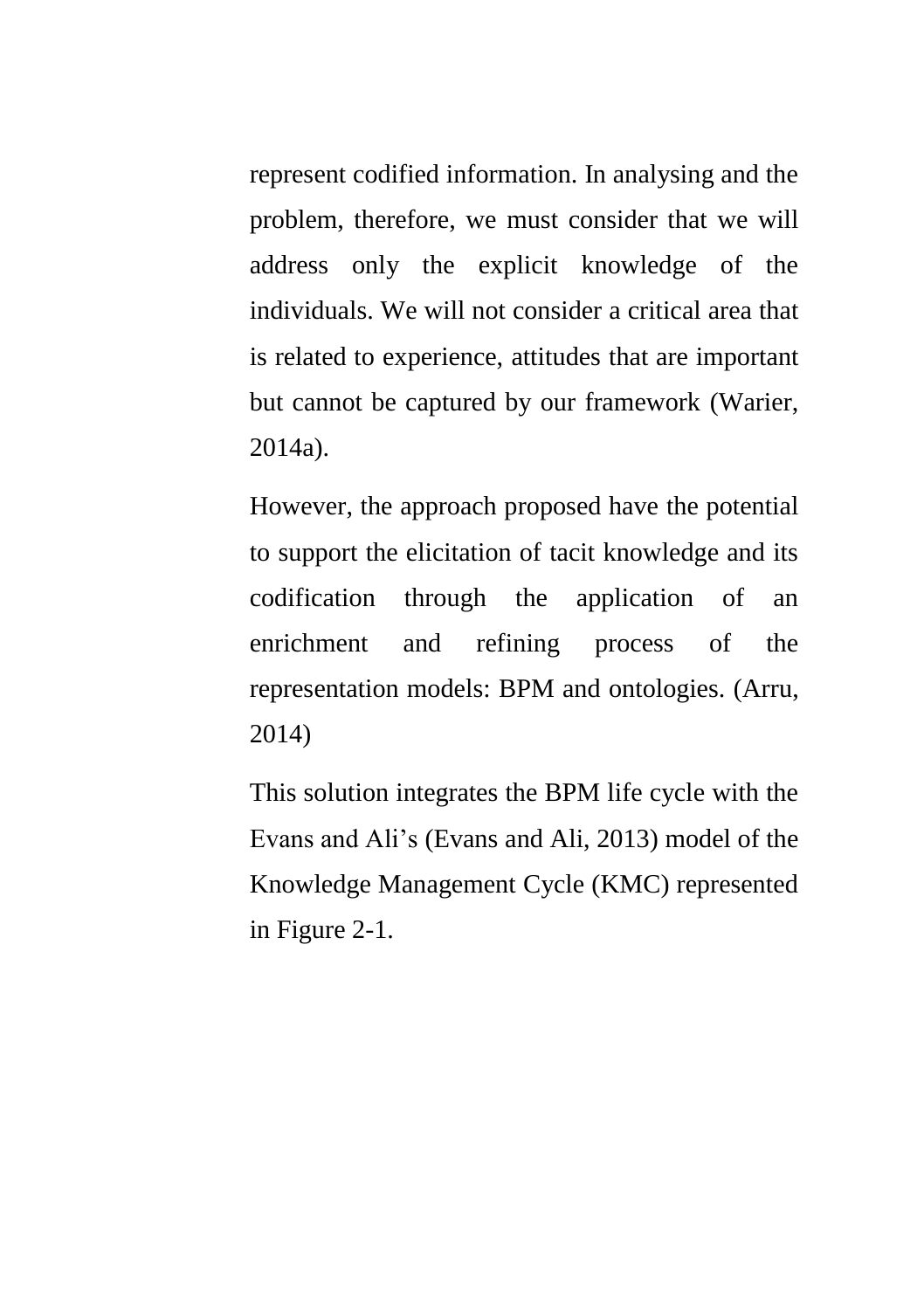represent codified information. In analysing and the problem, therefore, we must consider that we will address only the explicit knowledge of the individuals. We will not consider a critical area that is related to experience, attitudes that are important but cannot be captured by our framework (Warier, 2014a).

However, the approach proposed have the potential to support the elicitation of tacit knowledge and its codification through the application of an enrichment and refining process of the representation models: BPM and ontologies. (Arru, 2014)

This solution integrates the BPM life cycle with the Evans and Ali's (Evans and Ali, 2013) model of the Knowledge Management Cycle (KMC) represented in Figure 2-1.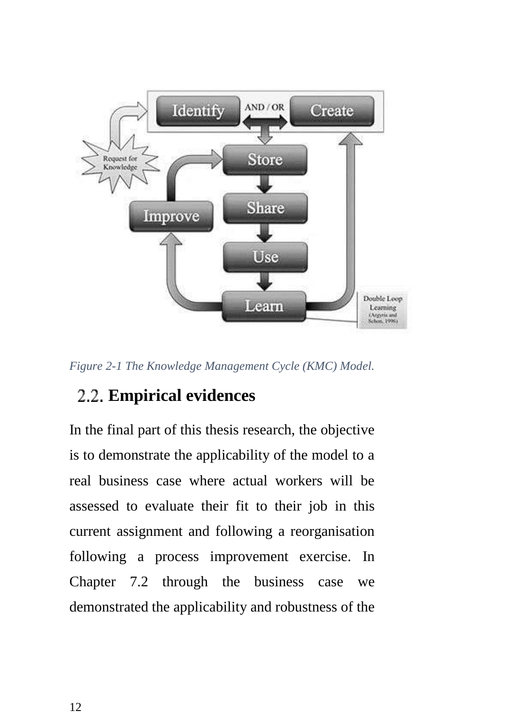*Figure 2-1 The Knowledge Management Cycle (KMC) Model.*

## 2.2. Empirical evidences

In the final part of this thesis research, the objective is to demonstrate the applicability of the model to a real business case where actual workers will be assessed to evaluate their fit to their job in this current assignment and following a reorganisation following a process improvement exercise. In Chapter 7.2 through the business case we demonstrated the applicability and robustness of the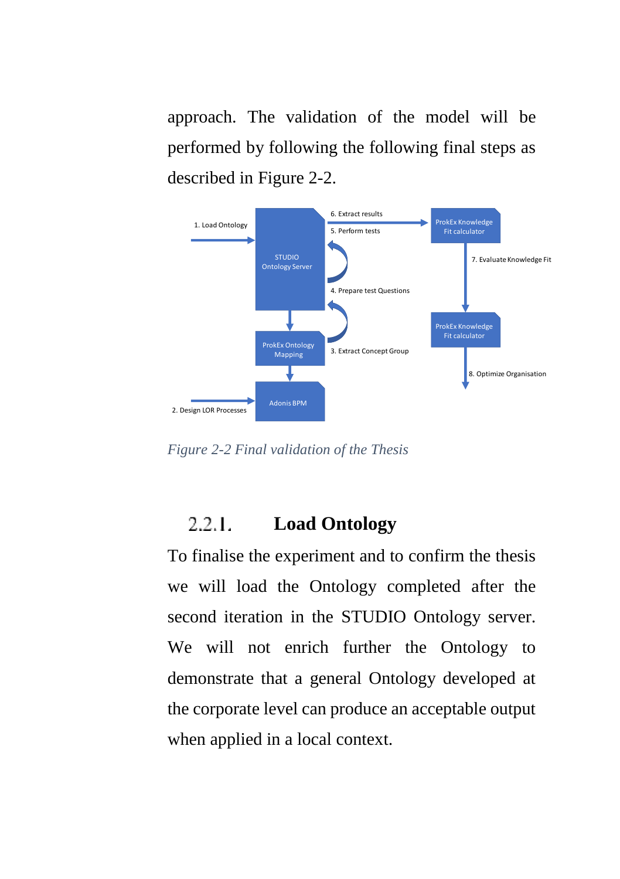approach. The validation of the model will be performed by following the following final steps as described in Figure 2-2.

*Figure 2-2 Final validation of the Thesis*

### 2.2.1. Load Ontology

To finalise the experiment and to confirm the thesis we will load the Ontology completed after the second iteration in the STUDIO Ontology server. We will not enrich further the Ontology to demonstrate that a general Ontology developed at the corporate level can produce an acceptable output when applied in a local context.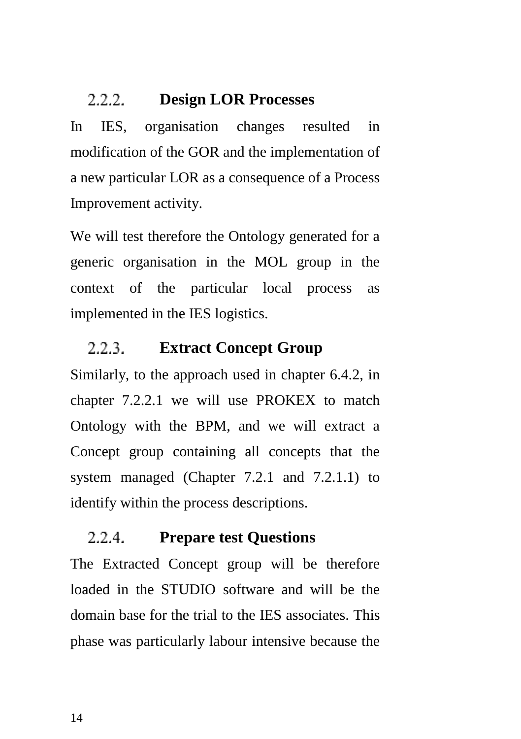### 2.2.2. Design LOR Processes

In IES, organisation changes resulted in modification of the GOR and the implementation of a new particular LOR as a consequence of a Process Improvement activity.

We will test therefore the Ontology generated for a generic organisation in the MOL group in the context of the particular local process as implemented in the IES logistics.

### 2.2.3. Extract Concept Group

Similarly, to the approach used in chapter 6.4.2, in chapter 7.2.2.1 we will use PROKEX to match Ontology with the BPM, and we will extract a Concept group containing all concepts that the system managed (Chapter 7.2.1 and 7.2.1.1) to identify within the process descriptions.

### 2.2.4. Prepare test Questions

The Extracted Concept group will be therefore loaded in the STUDIO software and will be the domain base for the trial to the IES associates. This phase was particularly labour intensive because the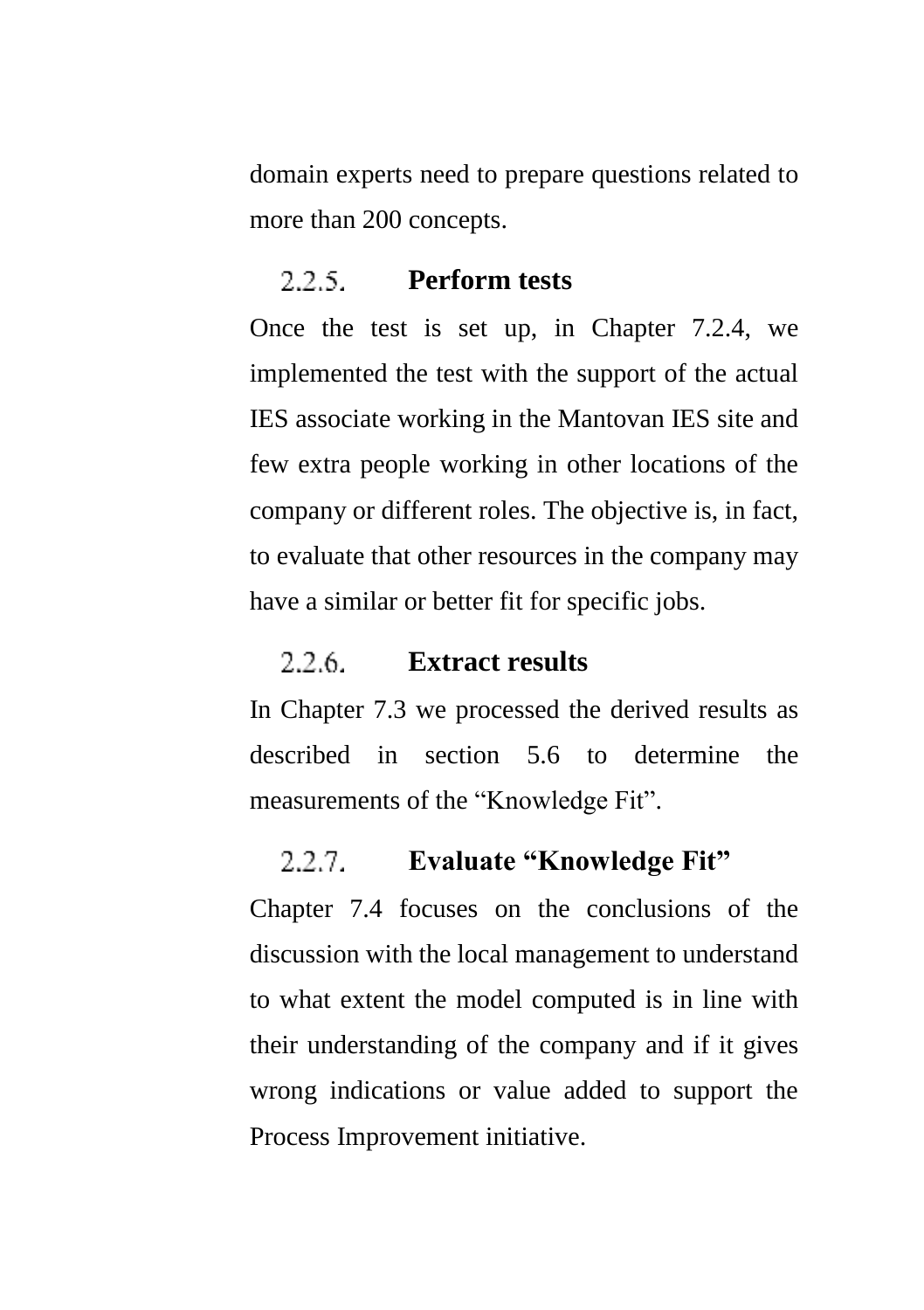domain experts need to prepare questions related to more than 200 concepts.

### 2.2.5. Perform tests

Once the test is set up, in Chapter 7.2.4, we implemented the test with the support of the actual IES associate working in the Mantovan IES site and few extra people working in other locations of the company or different roles. The objective is, in fact, to evaluate that other resources in the company may have a similar or better fit for specific jobs.

### 2.2.6. Extract results

In Chapter 7.3 we processed the derived results as described in section 5.6 to determine the measurements of the "Knowledge Fit".

### 2.2.7. Evaluate "Knowledge Fit"

Chapter 7.4 focuses on the conclusions of the discussion with the local management to understand to what extent the model computed is in line with their understanding of the company and if it gives wrong indications or value added to support the Process Improvement initiative.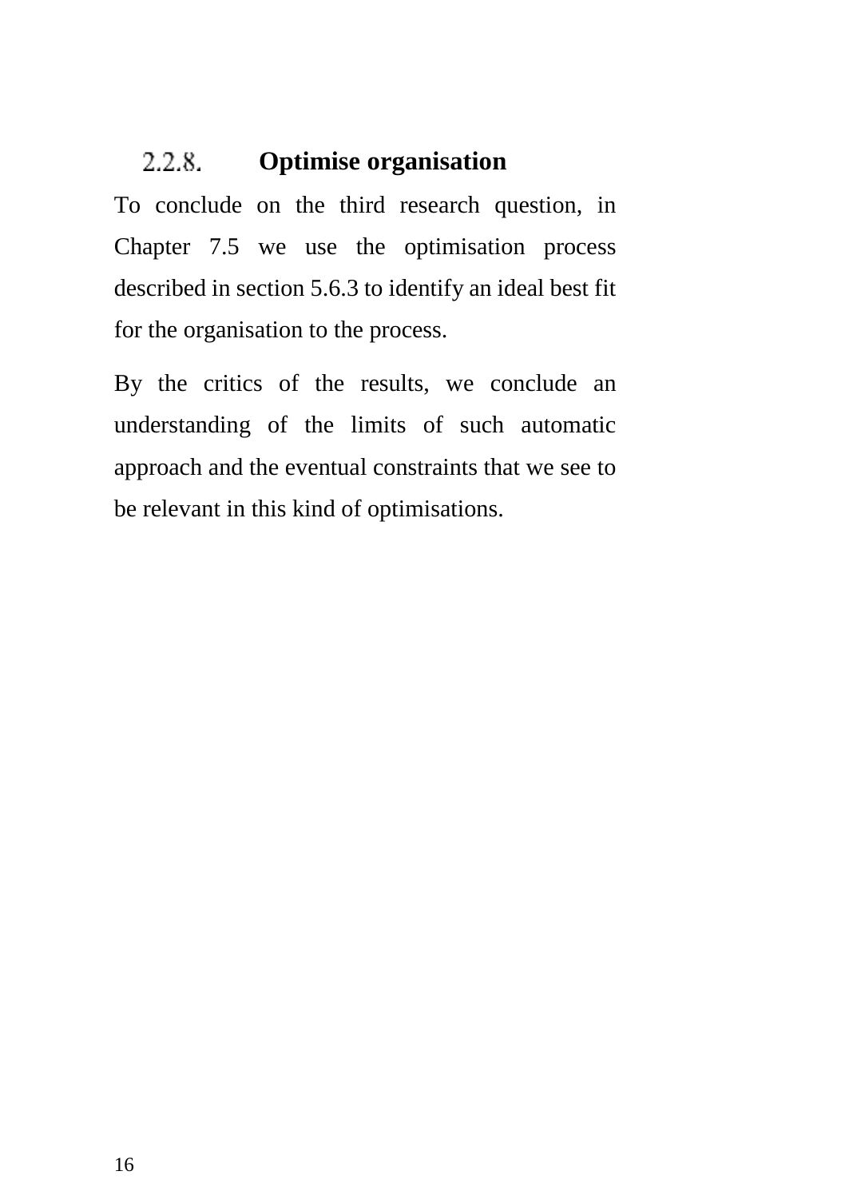### 2.2.8. Optimise organisation

To conclude on the third research question, in Chapter 7.5 we use the optimisation process described in section 5.6.3 to identify an ideal best fit for the organisation to the process.

By the critics of the results, we conclude an understanding of the limits of such automatic approach and the eventual constraints that we see to be relevant in this kind of optimisations.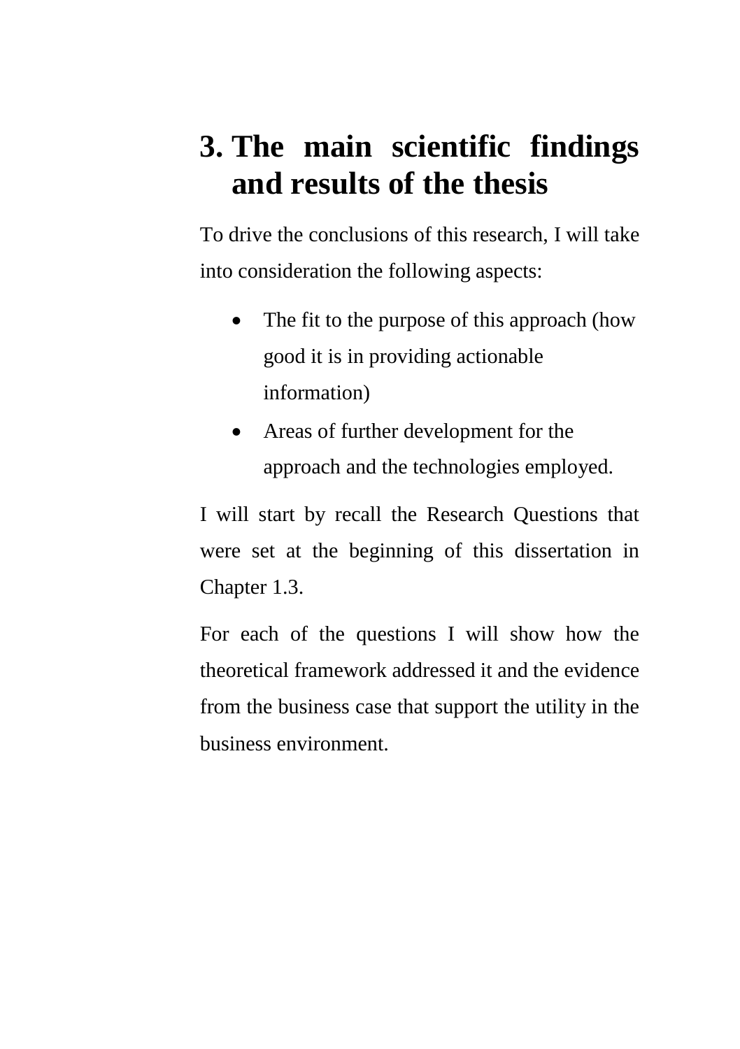# 3. The main scientific findings and results of the thesis

To drive the conclusions of this research, I will take into consideration the following aspects:

- The fit to the purpose of this approach (how good it is in providing actionable information)
- Areas of further development for the approach and the technologies employed.

I will start by recall the Research Questions that were set at the beginning of this dissertation in Chapter 1.3.

For each of the questions I will show how the theoretical framework addressed it and the evidence from the business case that support the utility in the business environment.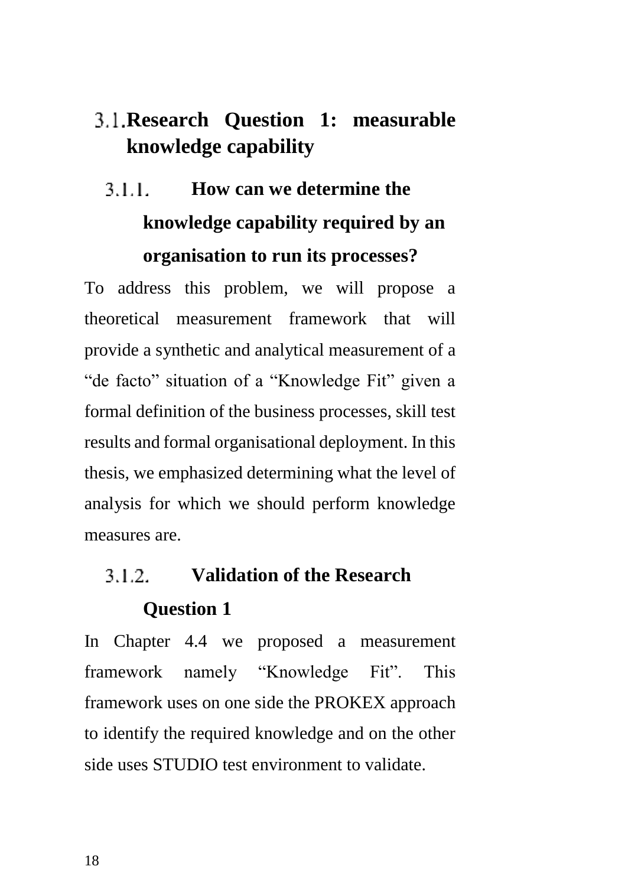## 3.1. Research Question 1: measurable knowledge capability

### 3.1.1. How can we determine the knowledge capability required by an organisation to run its processes?

To address this problem, we will propose a theoretical measurement framework that will provide a synthetic and analytical measurement of a “de facto” situation of a “Knowledge Fit” given a formal definition of the business processes, skill test results and formal organisational deployment. In this thesis, we emphasized determining what the level of analysis for which we should perform knowledge measures are.

### 3.1.2. Validation of the Research Question 1

In Chapter 4.4 we proposed a measurement framework namely “Knowledge Fit”. This framework uses on one side the PROKEX approach to identify the required knowledge and on the other side uses STUDIO test environment to validate.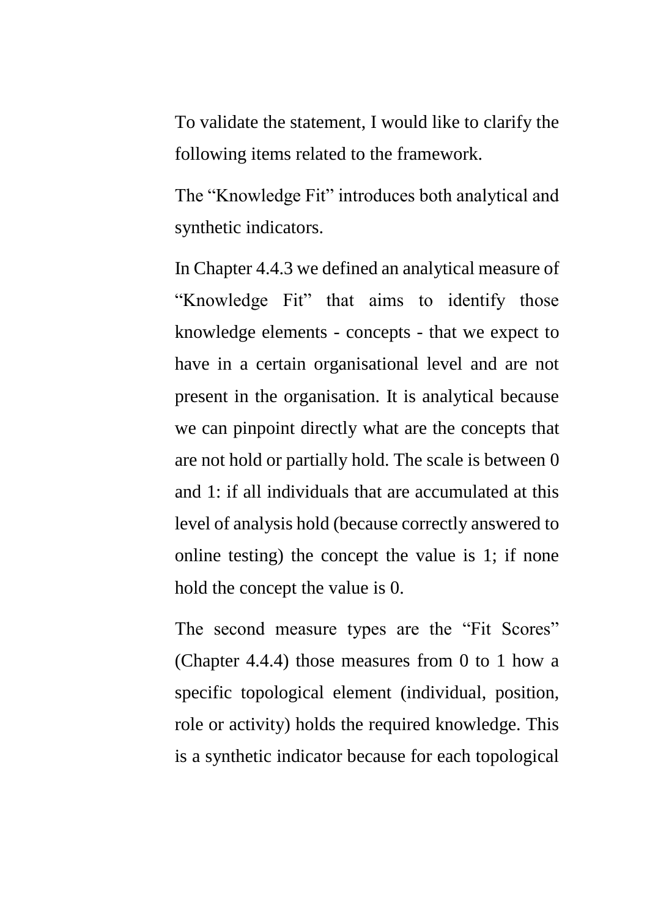To validate the statement, I would like to clarify the following items related to the framework.

The "Knowledge Fit" introduces both analytical and synthetic indicators.

In Chapter 4.4.3 we defined an analytical measure of "Knowledge Fit" that aims to identify those knowledge elements - concepts - that we expect to have in a certain organisational level and are not present in the organisation. It is analytical because we can pinpoint directly what are the concepts that are not hold or partially hold. The scale is between 0 and 1: if all individuals that are accumulated at this level of analysis hold (because correctly answered to online testing) the concept the value is 1; if none hold the concept the value is 0.

The second measure types are the "Fit Scores" (Chapter 4.4.4) those measures from 0 to 1 how a specific topological element (individual, position, role or activity) holds the required knowledge. This is a synthetic indicator because for each topological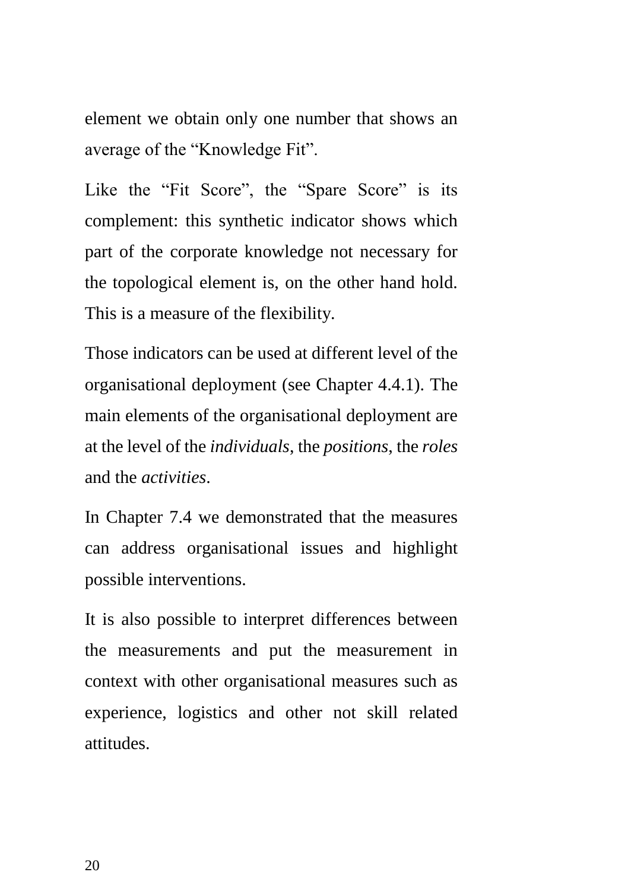element we obtain only one number that shows an average of the “Knowledge Fit”.

Like the “Fit Score”, the “Spare Score” is its complement: this synthetic indicator shows which part of the corporate knowledge not necessary for the topological element is, on the other hand hold. This is a measure of the flexibility.

Those indicators can be used at different level of the organisational deployment (see Chapter 4.4.1). The main elements of the organisational deployment are at the level of the *individuals*, the *positions*, the *roles* and the *activities*.

In Chapter 7.4 we demonstrated that the measures can address organisational issues and highlight possible interventions.

It is also possible to interpret differences between the measurements and put the measurement in context with other organisational measures such as experience, logistics and other not skill related attitudes.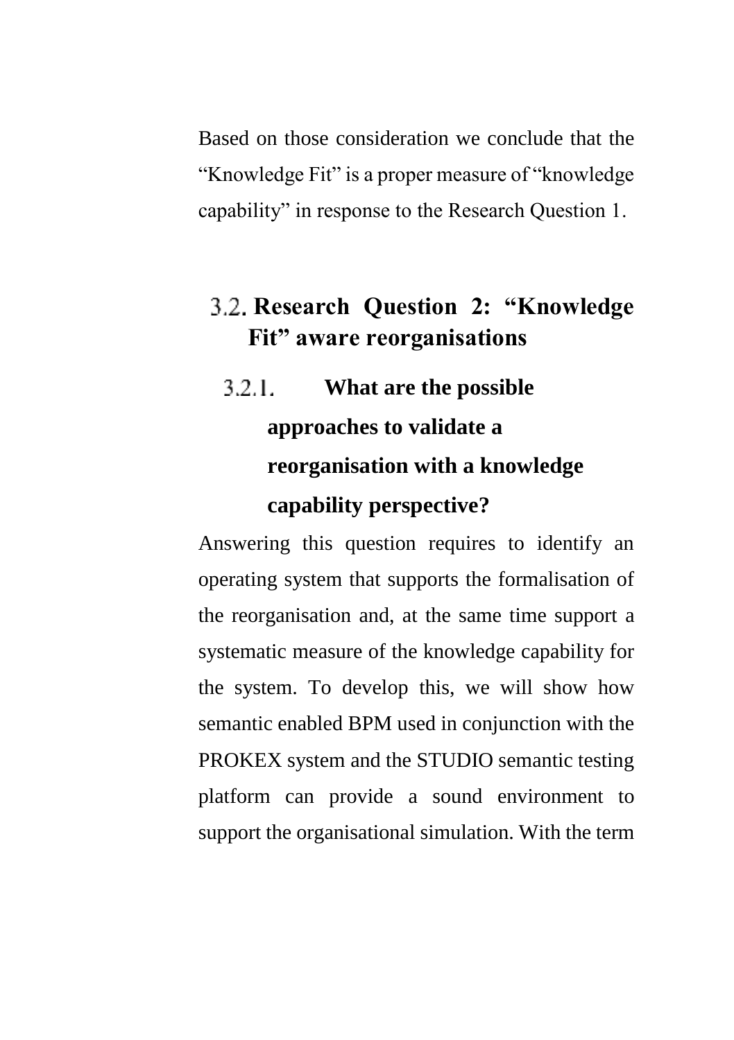Based on those consideration we conclude that the “Knowledge Fit” is a proper measure of “knowledge capability” in response to the Research Question 1.

## 3.2. Research Question 2: “Knowledge Fit” aware reorganisations

### 3.2.1. What are the possible approaches to validate a reorganisation with a knowledge capability perspective?

Answering this question requires to identify an operating system that supports the formalisation of the reorganisation and, at the same time support a systematic measure of the knowledge capability for the system. To develop this, we will show how semantic enabled BPM used in conjunction with the PROKEX system and the STUDIO semantic testing platform can provide a sound environment to support the organisational simulation. With the term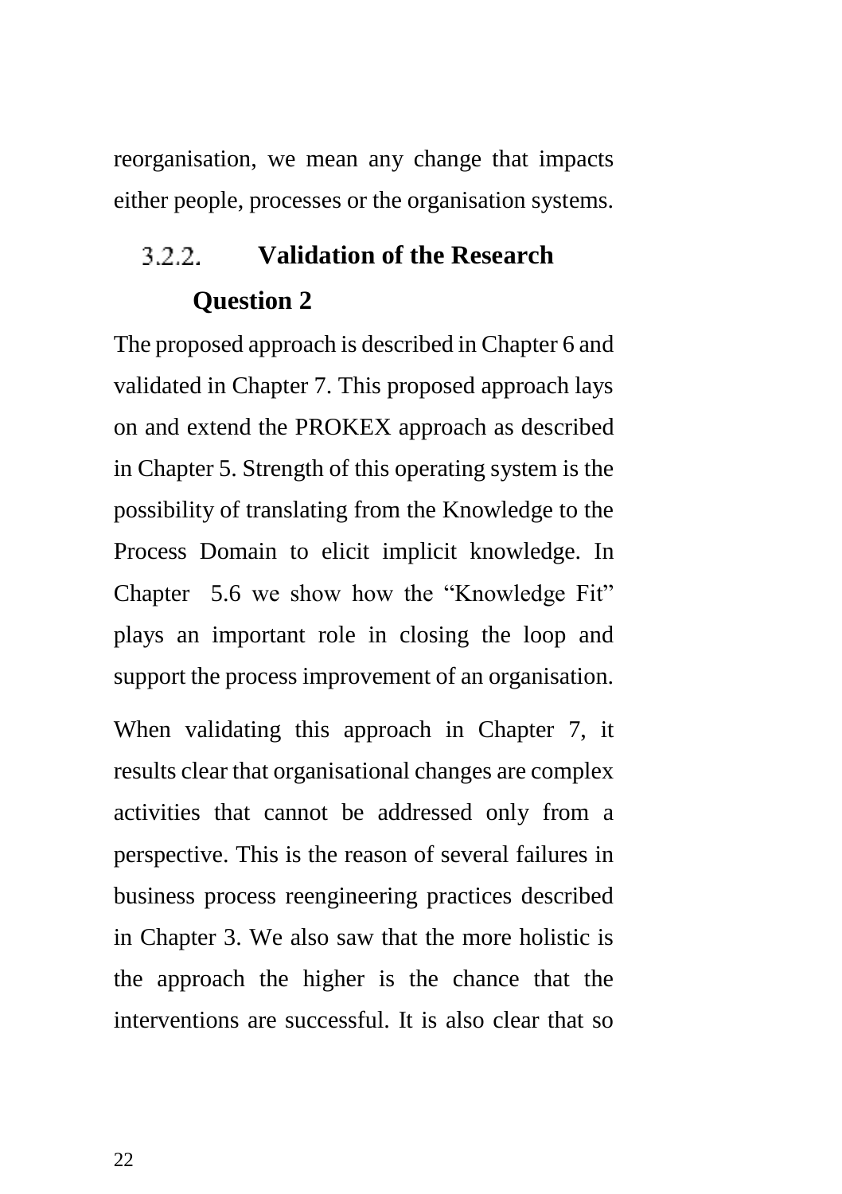reorganisation, we mean any change that impacts either people, processes or the organisation systems.

### 3.2.2. Validation of the Research Question 2

The proposed approach is described in Chapter 6 and validated in Chapter 7. This proposed approach lays on and extend the PROKEX approach as described in Chapter 5. Strength of this operating system is the possibility of translating from the Knowledge to the Process Domain to elicit implicit knowledge. In Chapter 5.6 we show how the "Knowledge Fit" plays an important role in closing the loop and support the process improvement of an organisation.

When validating this approach in Chapter 7, it results clear that organisational changes are complex activities that cannot be addressed only from a perspective. This is the reason of several failures in business process reengineering practices described in Chapter 3. We also saw that the more holistic is the approach the higher is the chance that the interventions are successful. It is also clear that so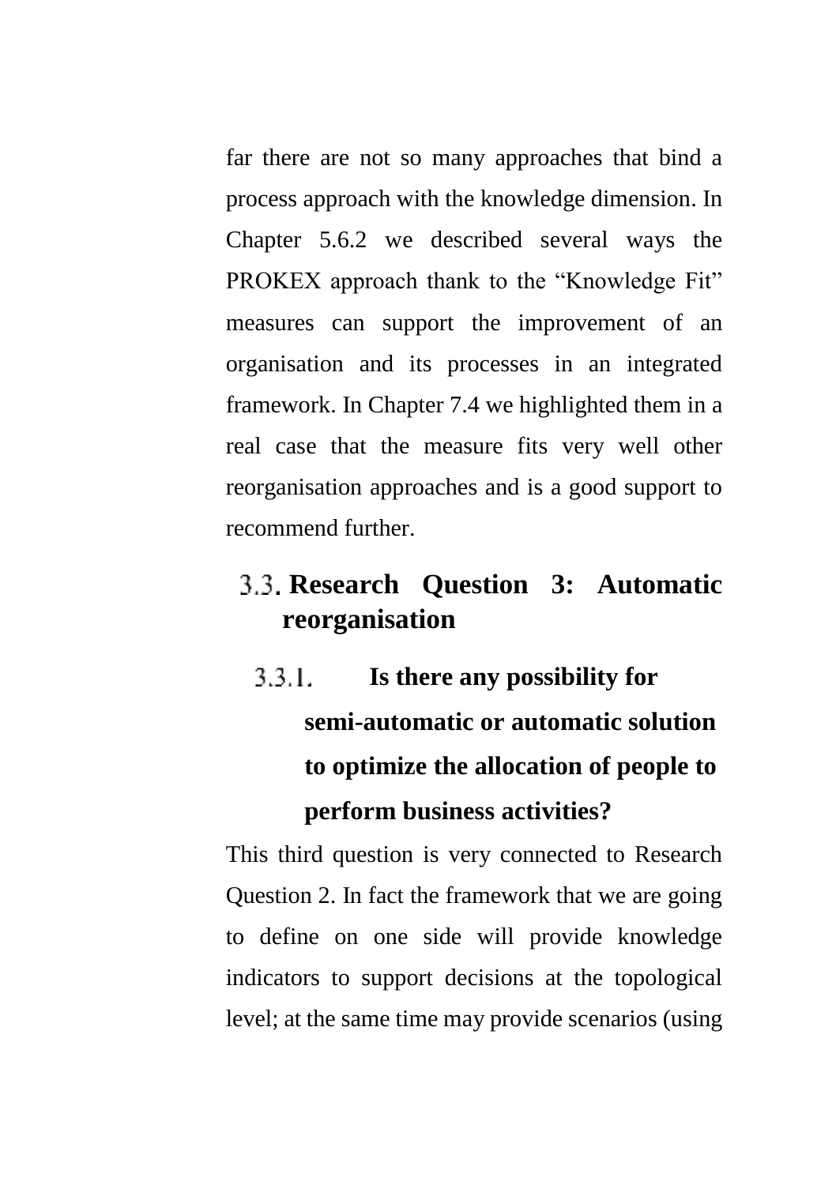far there are not so many approaches that bind a process approach with the knowledge dimension. In Chapter 5.6.2 we described several ways the PROKEX approach thank to the "Knowledge Fit" measures can support the improvement of an organisation and its processes in an integrated framework. In Chapter 7.4 we highlighted them in a real case that the measure fits very well other reorganisation approaches and is a good support to recommend further.

## 3.3. Research Question 3: Automatic reorganisation

### 3.3.1. Is there any possibility for semi-automatic or automatic solution to optimize the allocation of people to perform business activities?

This third question is very connected to Research Question 2. In fact the framework that we are going to define on one side will provide knowledge indicators to support decisions at the topological level; at the same time may provide scenarios (using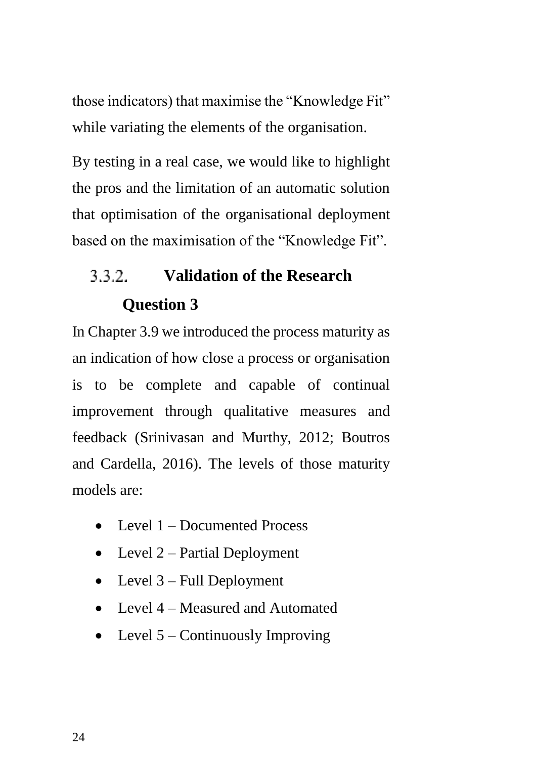those indicators) that maximise the “Knowledge Fit” while variating the elements of the organisation.

By testing in a real case, we would like to highlight the pros and the limitation of an automatic solution that optimisation of the organisational deployment based on the maximisation of the “Knowledge Fit”.

### 3.3.2. Validation of the Research Question 3

In Chapter 3.9 we introduced the process maturity as an indication of how close a process or organisation is to be complete and capable of continual improvement through qualitative measures and feedback (Srinivasan and Murthy, 2012; Boutros and Cardella, 2016). The levels of those maturity models are:

- Level 1 – Documented Process
- Level 2 – Partial Deployment
- Level 3 – Full Deployment
- Level 4 – Measured and Automated
- Level 5 – Continuously Improving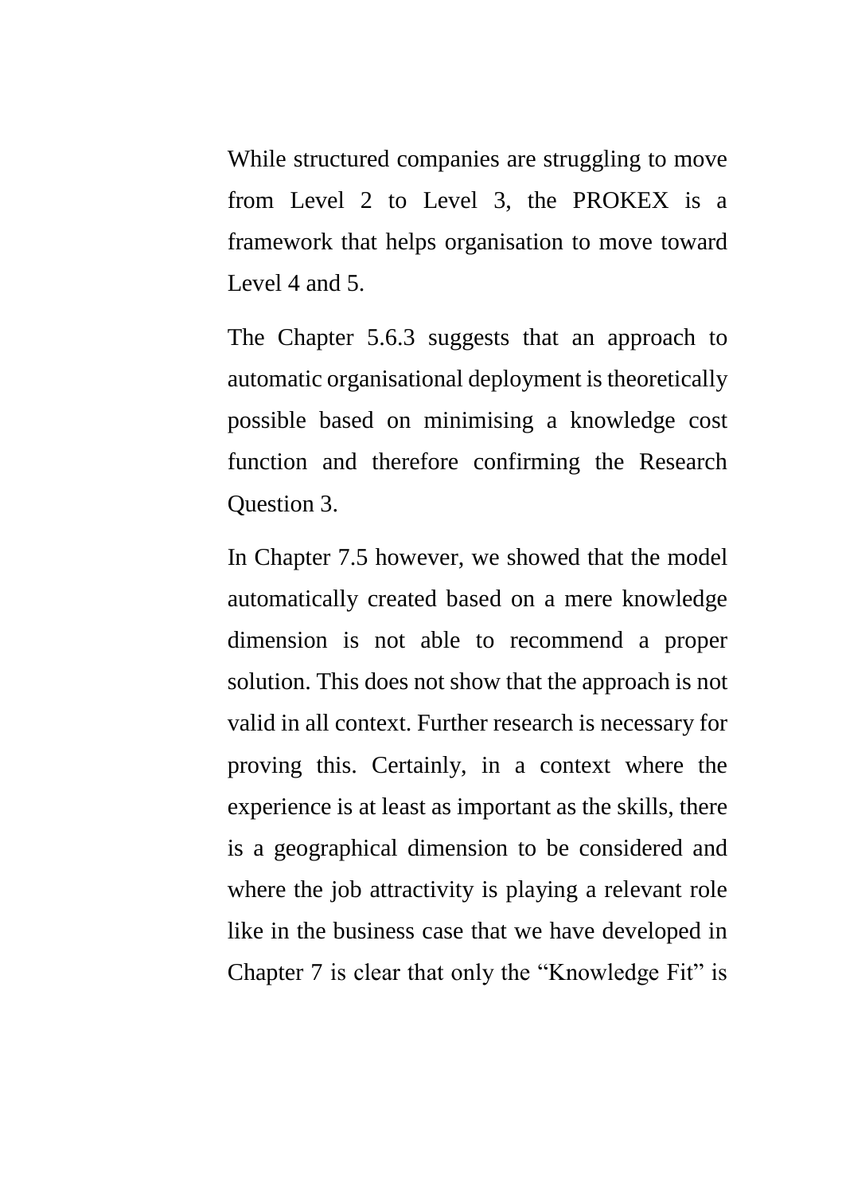While structured companies are struggling to move from Level 2 to Level 3, the PROKEX is a framework that helps organisation to move toward Level 4 and 5.

The Chapter 5.6.3 suggests that an approach to automatic organisational deployment is theoretically possible based on minimising a knowledge cost function and therefore confirming the Research Question 3.

In Chapter 7.5 however, we showed that the model automatically created based on a mere knowledge dimension is not able to recommend a proper solution. This does not show that the approach is not valid in all context. Further research is necessary for proving this. Certainly, in a context where the experience is at least as important as the skills, there is a geographical dimension to be considered and where the job attractivity is playing a relevant role like in the business case that we have developed in Chapter 7 is clear that only the “Knowledge Fit” is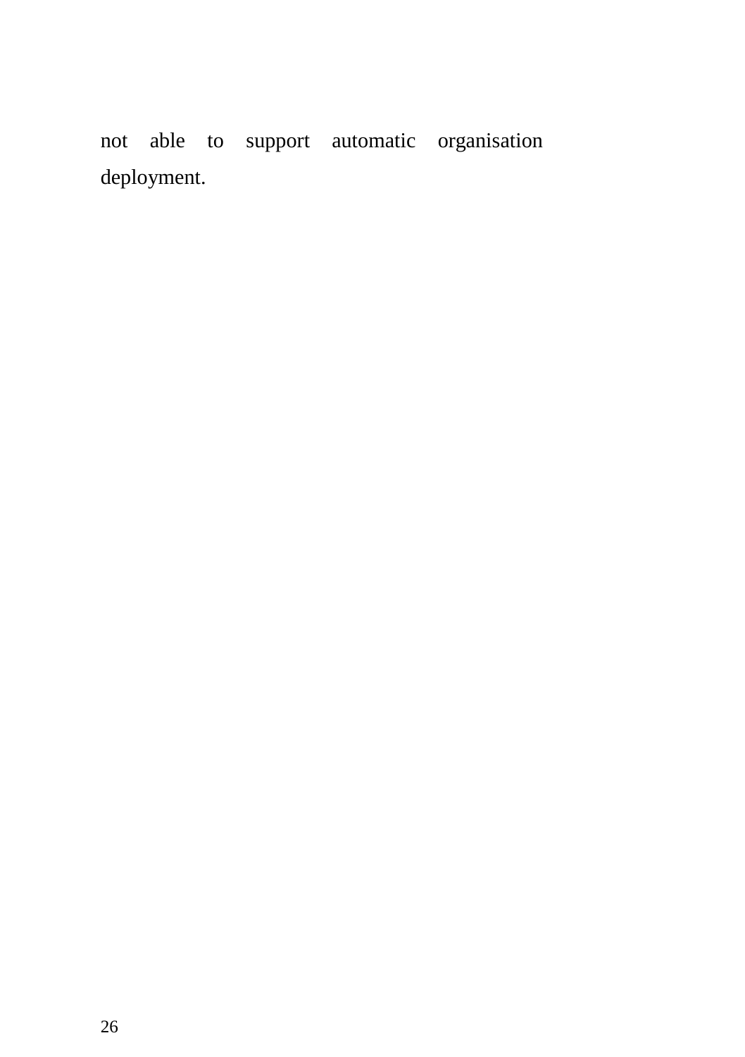not able to support automatic organisation deployment.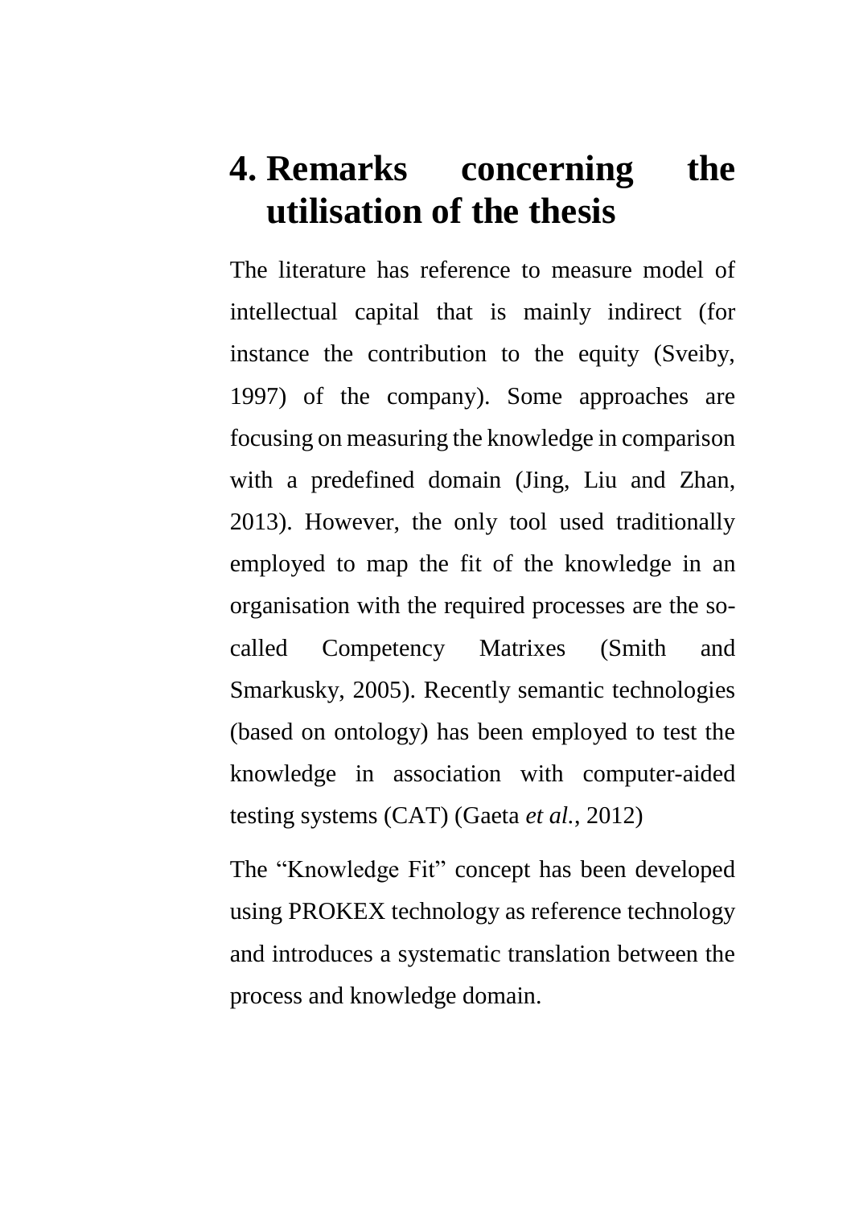# 4. Remarks concerning the utilisation of the thesis

The literature has reference to measure model of intellectual capital that is mainly indirect (for instance the contribution to the equity (Sveiby, 1997) of the company). Some approaches are focusing on measuring the knowledge in comparison with a predefined domain (Jing, Liu and Zhan, 2013). However, the only tool used traditionally employed to map the fit of the knowledge in an organisation with the required processes are the so-called Competency Matrixes (Smith and Smarkusky, 2005). Recently semantic technologies (based on ontology) has been employed to test the knowledge in association with computer-aided testing systems (CAT) (Gaeta *et al.*, 2012)

The "Knowledge Fit" concept has been developed using PROKEX technology as reference technology and introduces a systematic translation between the process and knowledge domain.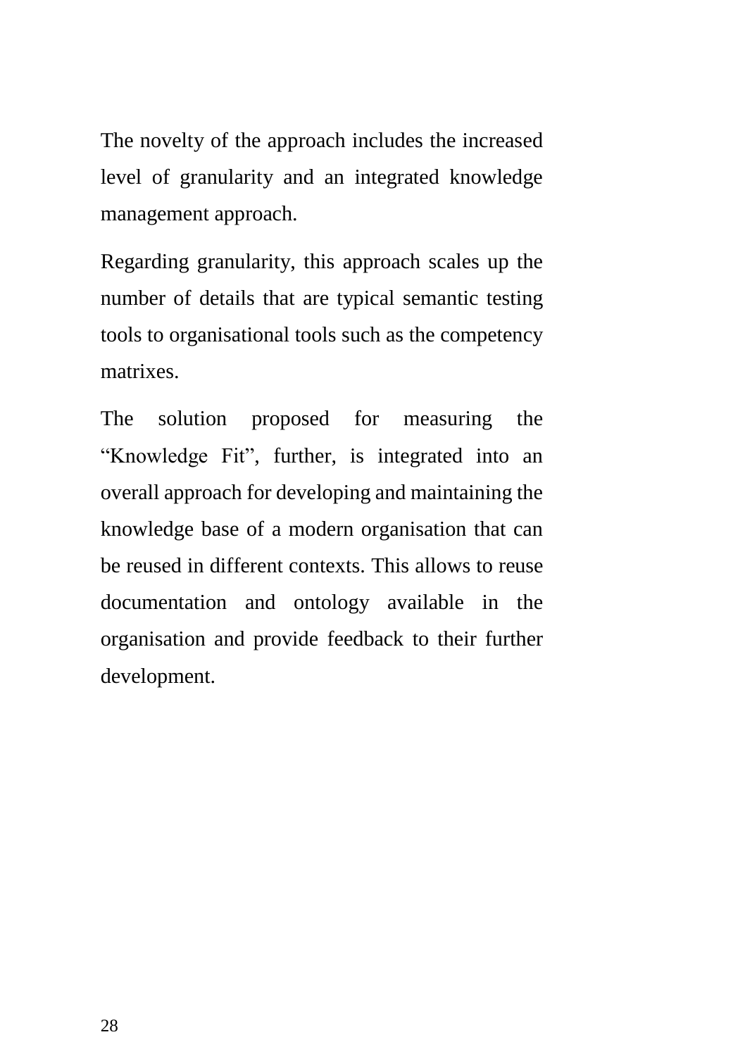The novelty of the approach includes the increased level of granularity and an integrated knowledge management approach.

Regarding granularity, this approach scales up the number of details that are typical semantic testing tools to organisational tools such as the competency matrixes.

The solution proposed for measuring the "Knowledge Fit", further, is integrated into an overall approach for developing and maintaining the knowledge base of a modern organisation that can be reused in different contexts. This allows to reuse documentation and ontology available in the organisation and provide feedback to their further development.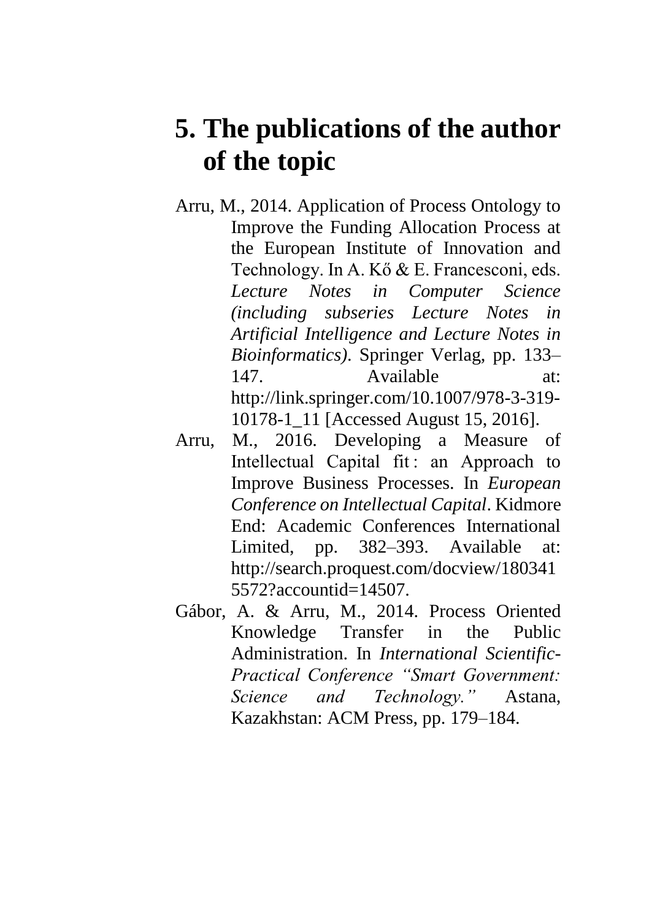# 5. The publications of the author of the topic

Arru, M., 2014. Application of Process Ontology to Improve the Funding Allocation Process at the European Institute of Innovation and Technology. In A. Kő & E. Francesconi, eds. *Lecture Notes in Computer Science (including subseries Lecture Notes in Artificial Intelligence and Lecture Notes in Bioinformatics)*. Springer Verlag, pp. 133–147. Available at: http://link.springer.com/10.1007/978-3-319-10178-1_11 [Accessed August 15, 2016].

Arru, M., 2016. Developing a Measure of Intellectual Capital fit : an Approach to Improve Business Processes. In *European Conference on Intellectual Capital*. Kidmore End: Academic Conferences International Limited, pp. 382–393. Available at: http://search.proquest.com/docview/1803415572?accountid=14507.

Gábor, A. & Arru, M., 2014. Process Oriented Knowledge Transfer in the Public Administration. In *International Scientific-Practical Conference "Smart Government: Science and Technology."* Astana, Kazakhstan: ACM Press, pp. 179–184.